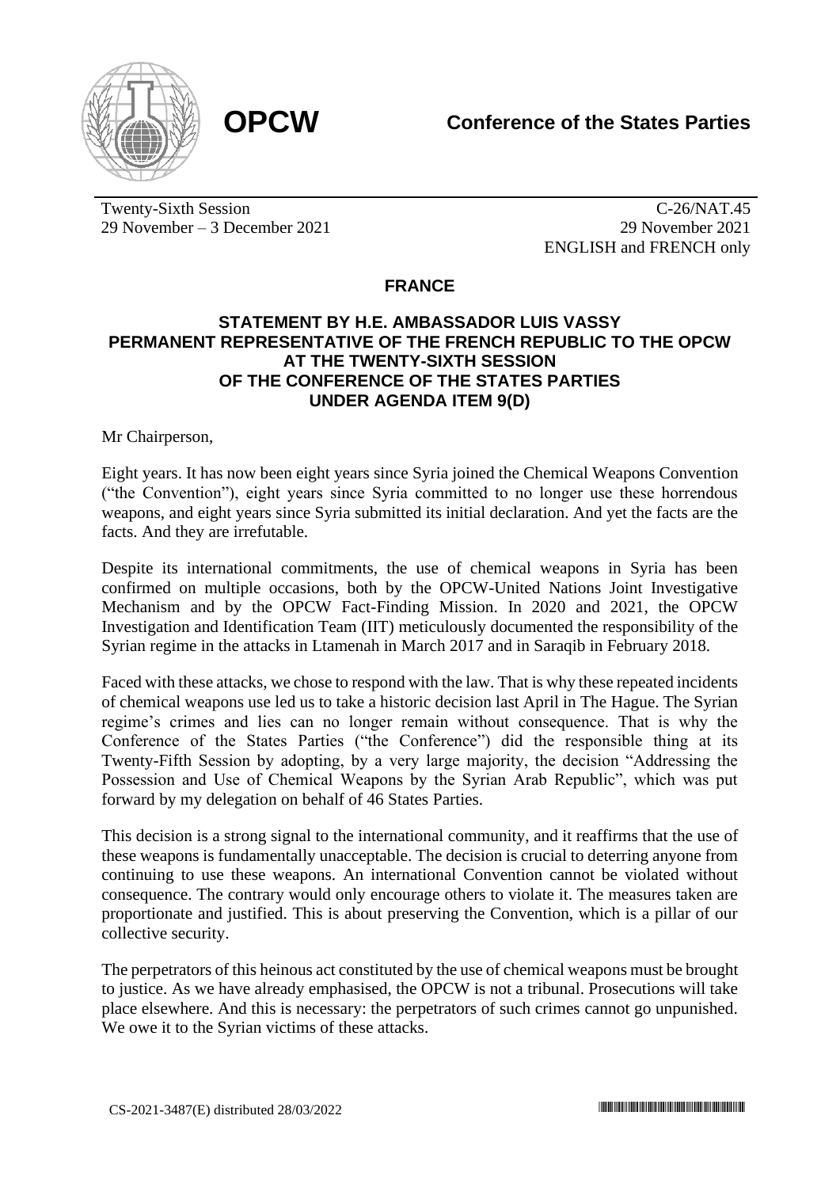**OPCW** **Conference of the States Parties**

Twenty-Sixth Session
29 November – 3 December 2021

C-26/NAT.45
29 November 2021
ENGLISH and FRENCH only

## FRANCE

### STATEMENT BY H.E. AMBASSADOR LUIS VASSY PERMANENT REPRESENTATIVE OF THE FRENCH REPUBLIC TO THE OPCW AT THE TWENTY-SIXTH SESSION OF THE CONFERENCE OF THE STATES PARTIES UNDER AGENDA ITEM 9(D)

Mr Chairperson,

Eight years. It has now been eight years since Syria joined the Chemical Weapons Convention ("the Convention"), eight years since Syria committed to no longer use these horrendous weapons, and eight years since Syria submitted its initial declaration. And yet the facts are the facts. And they are irrefutable.

Despite its international commitments, the use of chemical weapons in Syria has been confirmed on multiple occasions, both by the OPCW-United Nations Joint Investigative Mechanism and by the OPCW Fact-Finding Mission. In 2020 and 2021, the OPCW Investigation and Identification Team (IIT) meticulously documented the responsibility of the Syrian regime in the attacks in Ltamenah in March 2017 and in Saraqib in February 2018.

Faced with these attacks, we chose to respond with the law. That is why these repeated incidents of chemical weapons use led us to take a historic decision last April in The Hague. The Syrian regime's crimes and lies can no longer remain without consequence. That is why the Conference of the States Parties ("the Conference") did the responsible thing at its Twenty-Fifth Session by adopting, by a very large majority, the decision "Addressing the Possession and Use of Chemical Weapons by the Syrian Arab Republic", which was put forward by my delegation on behalf of 46 States Parties.

This decision is a strong signal to the international community, and it reaffirms that the use of these weapons is fundamentally unacceptable. The decision is crucial to deterring anyone from continuing to use these weapons. An international Convention cannot be violated without consequence. The contrary would only encourage others to violate it. The measures taken are proportionate and justified. This is about preserving the Convention, which is a pillar of our collective security.

The perpetrators of this heinous act constituted by the use of chemical weapons must be brought to justice. As we have already emphasised, the OPCW is not a tribunal. Prosecutions will take place elsewhere. And this is necessary: the perpetrators of such crimes cannot go unpunished. We owe it to the Syrian victims of these attacks.

CS-2021-3487(E) distributed 28/03/2022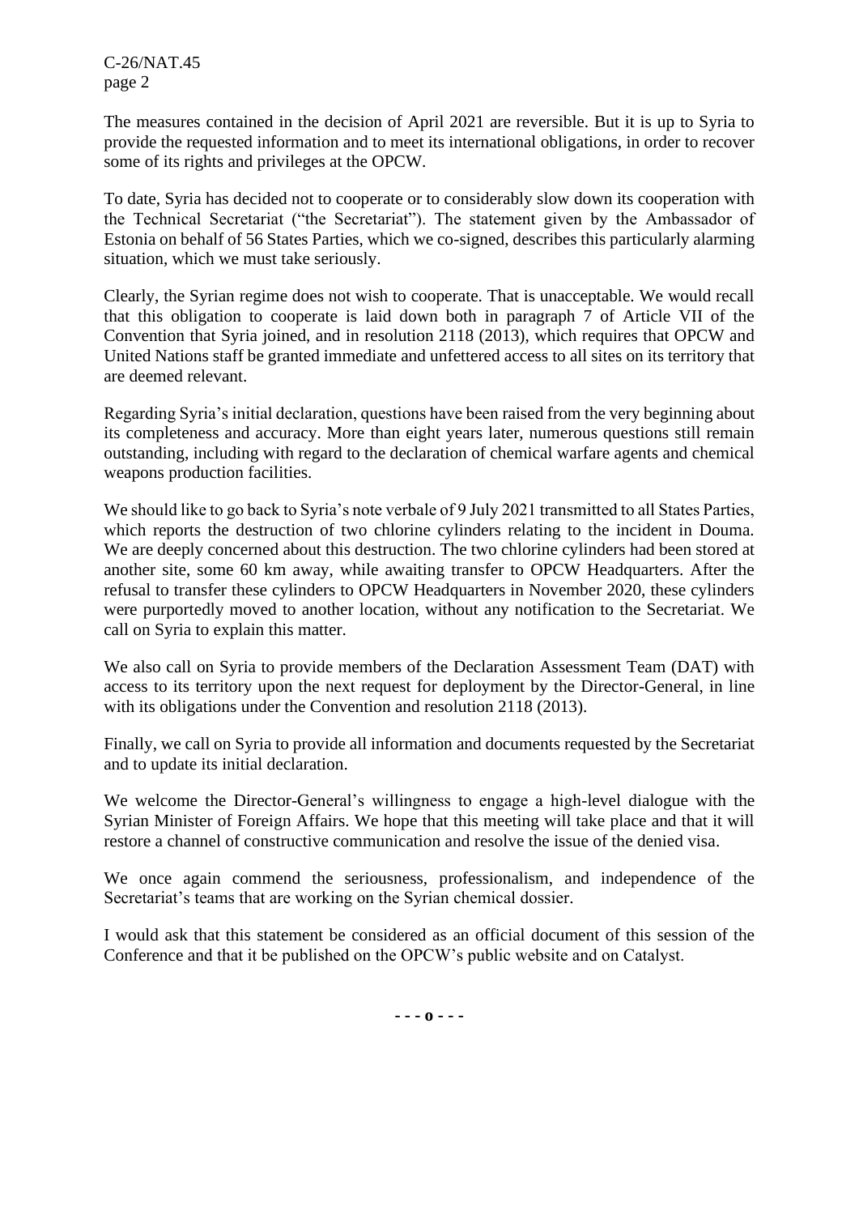The measures contained in the decision of April 2021 are reversible. But it is up to Syria to provide the requested information and to meet its international obligations, in order to recover some of its rights and privileges at the OPCW.

To date, Syria has decided not to cooperate or to considerably slow down its cooperation with the Technical Secretariat ("the Secretariat"). The statement given by the Ambassador of Estonia on behalf of 56 States Parties, which we co-signed, describes this particularly alarming situation, which we must take seriously.

Clearly, the Syrian regime does not wish to cooperate. That is unacceptable. We would recall that this obligation to cooperate is laid down both in paragraph 7 of Article VII of the Convention that Syria joined, and in resolution 2118 (2013), which requires that OPCW and United Nations staff be granted immediate and unfettered access to all sites on its territory that are deemed relevant.

Regarding Syria's initial declaration, questions have been raised from the very beginning about its completeness and accuracy. More than eight years later, numerous questions still remain outstanding, including with regard to the declaration of chemical warfare agents and chemical weapons production facilities.

We should like to go back to Syria's note verbale of 9 July 2021 transmitted to all States Parties, which reports the destruction of two chlorine cylinders relating to the incident in Douma. We are deeply concerned about this destruction. The two chlorine cylinders had been stored at another site, some 60 km away, while awaiting transfer to OPCW Headquarters. After the refusal to transfer these cylinders to OPCW Headquarters in November 2020, these cylinders were purportedly moved to another location, without any notification to the Secretariat. We call on Syria to explain this matter.

We also call on Syria to provide members of the Declaration Assessment Team (DAT) with access to its territory upon the next request for deployment by the Director-General, in line with its obligations under the Convention and resolution 2118 (2013).

Finally, we call on Syria to provide all information and documents requested by the Secretariat and to update its initial declaration.

We welcome the Director-General's willingness to engage a high-level dialogue with the Syrian Minister of Foreign Affairs. We hope that this meeting will take place and that it will restore a channel of constructive communication and resolve the issue of the denied visa.

We once again commend the seriousness, professionalism, and independence of the Secretariat's teams that are working on the Syrian chemical dossier.

I would ask that this statement be considered as an official document of this session of the Conference and that it be published on the OPCW's public website and on Catalyst.

- - - o - - -